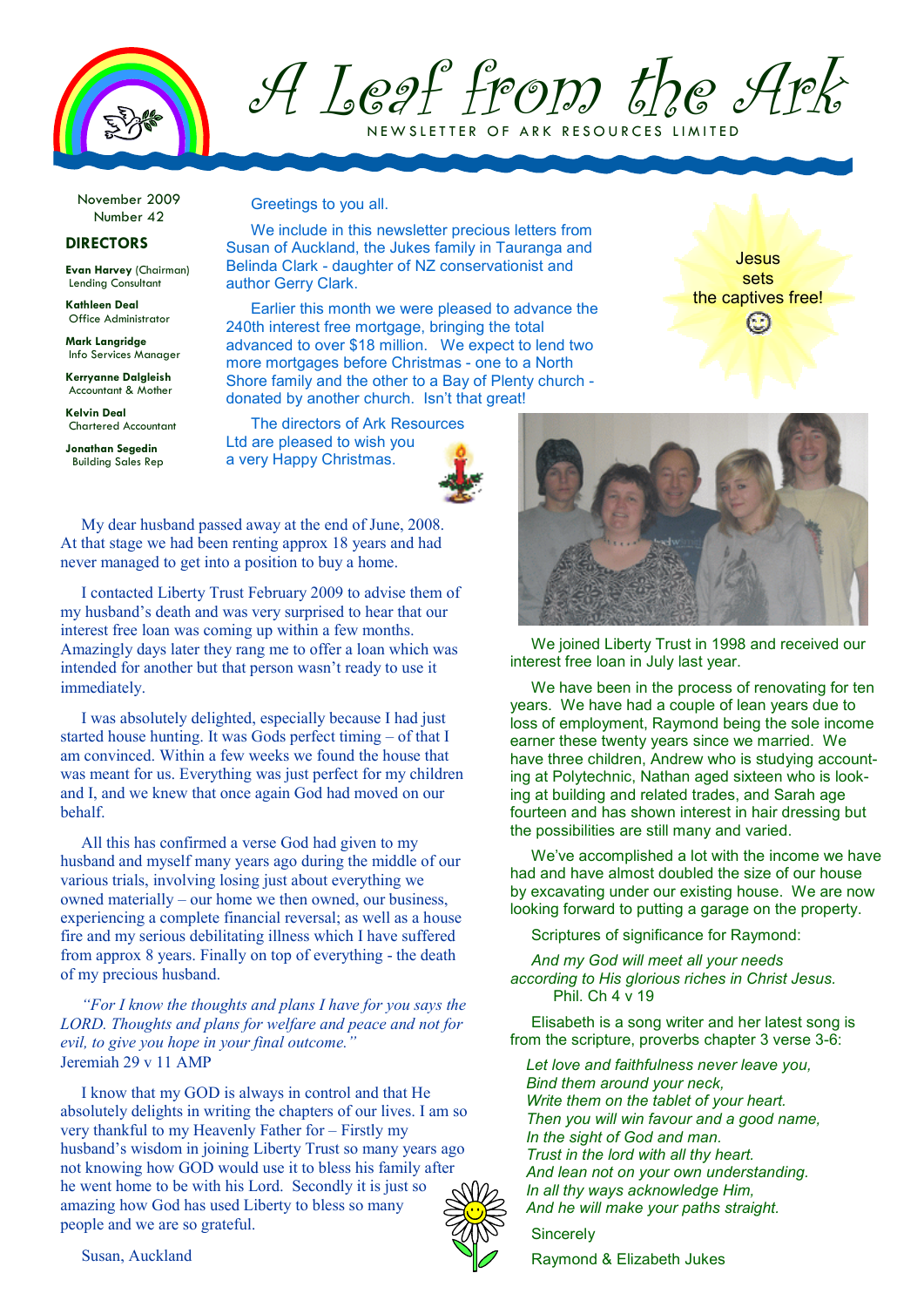# A Leaf from the Ark

NEWSLETTER OF ARK RESOURCES LIMITED

November 2009
Number 42

## DIRECTORS

**Evan Harvey** (Chairman)
Lending Consultant

**Kathleen Deal**
Office Administrator

**Mark Langridge**
Info Services Manager

**Kerryanne Dalgleish**
Accountant & Mother

**Kelvin Deal**
Chartered Accountant

**Jonathan Segedin**
Building Sales Rep

Greetings to you all.

We include in this newsletter precious letters from Susan of Auckland, the Jukes family in Tauranga and Belinda Clark - daughter of NZ conservationist and author Gerry Clark.

Earlier this month we were pleased to advance the 240th interest free mortgage, bringing the total advanced to over $18 million. We expect to lend two more mortgages before Christmas - one to a North Shore family and the other to a Bay of Plenty church - donated by another church. Isn't that great!

The directors of Ark Resources Ltd are pleased to wish you a very Happy Christmas.

Jesus sets the captives free!

My dear husband passed away at the end of June, 2008. At that stage we had been renting approx 18 years and had never managed to get into a position to buy a home.

I contacted Liberty Trust February 2009 to advise them of my husband's death and was very surprised to hear that our interest free loan was coming up within a few months. Amazingly days later they rang me to offer a loan which was intended for another but that person wasn't ready to use it immediately.

I was absolutely delighted, especially because I had just started house hunting. It was Gods perfect timing – of that I am convinced. Within a few weeks we found the house that was meant for us. Everything was just perfect for my children and I, and we knew that once again God had moved on our behalf.

All this has confirmed a verse God had given to my husband and myself many years ago during the middle of our various trials, involving losing just about everything we owned materially – our home we then owned, our business, experiencing a complete financial reversal; as well as a house fire and my serious debilitating illness which I have suffered from approx 8 years. Finally on top of everything - the death of my precious husband.

*"For I know the thoughts and plans I have for you says the LORD. Thoughts and plans for welfare and peace and not for evil, to give you hope in your final outcome."*
Jeremiah 29 v 11 AMP

I know that my GOD is always in control and that He absolutely delights in writing the chapters of our lives. I am so very thankful to my Heavenly Father for – Firstly my husband's wisdom in joining Liberty Trust so many years ago not knowing how GOD would use it to bless his family after he went home to be with his Lord. Secondly it is just so amazing how God has used Liberty to bless so many people and we are so grateful.

Susan, Auckland

We joined Liberty Trust in 1998 and received our interest free loan in July last year.

We have been in the process of renovating for ten years. We have had a couple of lean years due to loss of employment, Raymond being the sole income earner these twenty years since we married. We have three children, Andrew who is studying accounting at Polytechnic, Nathan aged sixteen who is looking at building and related trades, and Sarah age fourteen and has shown interest in hair dressing but the possibilities are still many and varied.

We've accomplished a lot with the income we have had and have almost doubled the size of our house by excavating under our existing house. We are now looking forward to putting a garage on the property.

Scriptures of significance for Raymond:

*And my God will meet all your needs according to His glorious riches in Christ Jesus.*
Phil. Ch 4 v 19

Elisabeth is a song writer and her latest song is from the scripture, proverbs chapter 3 verse 3-6:

*Let love and faithfulness never leave you,*
*Bind them around your neck,*
*Write them on the tablet of your heart.*
*Then you will win favour and a good name,*
*In the sight of God and man.*
*Trust in the lord with all thy heart.*
*And lean not on your own understanding.*
*In all thy ways acknowledge Him,*
*And he will make your paths straight.*

Sincerely

Raymond & Elizabeth Jukes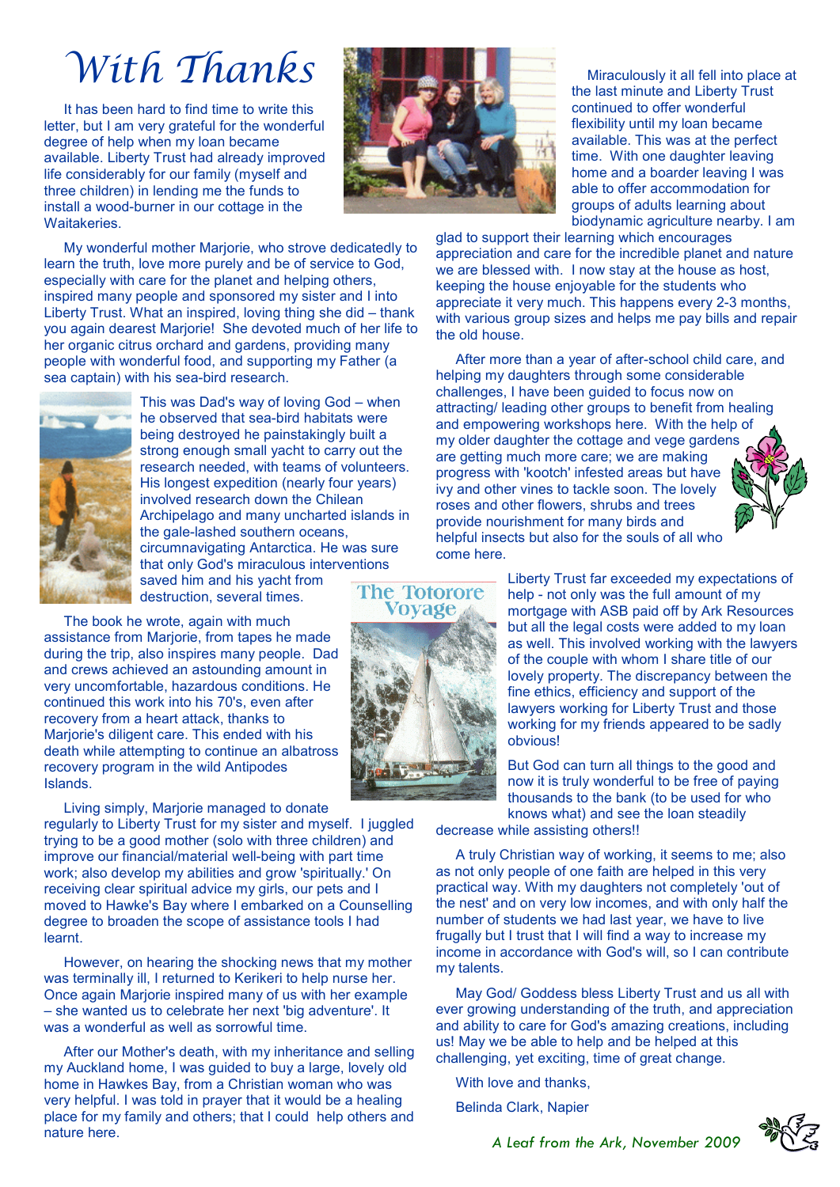# With Thanks

It has been hard to find time to write this letter, but I am very grateful for the wonderful degree of help when my loan became available. Liberty Trust had already improved life considerably for our family (myself and three children) in lending me the funds to install a wood-burner in our cottage in the Waitakeries.

My wonderful mother Marjorie, who strove dedicatedly to learn the truth, love more purely and be of service to God, especially with care for the planet and helping others, inspired many people and sponsored my sister and I into Liberty Trust. What an inspired, loving thing she did – thank you again dearest Marjorie! She devoted much of her life to her organic citrus orchard and gardens, providing many people with wonderful food, and supporting my Father (a sea captain) with his sea-bird research.

This was Dad's way of loving God – when he observed that sea-bird habitats were being destroyed he painstakingly built a strong enough small yacht to carry out the research needed, with teams of volunteers. His longest expedition (nearly four years) involved research down the Chilean Archipelago and many uncharted islands in the gale-lashed southern oceans, circumnavigating Antarctica. He was sure that only God's miraculous interventions saved him and his yacht from destruction, several times.

The book he wrote, again with much assistance from Marjorie, from tapes he made during the trip, also inspires many people. Dad and crews achieved an astounding amount in very uncomfortable, hazardous conditions. He continued this work into his 70's, even after recovery from a heart attack, thanks to Marjorie's diligent care. This ended with his death while attempting to continue an albatross recovery program in the wild Antipodes Islands.

The Totorore Voyage

Living simply, Marjorie managed to donate regularly to Liberty Trust for my sister and myself. I juggled trying to be a good mother (solo with three children) and improve our financial/material well-being with part time work; also develop my abilities and grow 'spiritually.' On receiving clear spiritual advice my girls, our pets and I moved to Hawke's Bay where I embarked on a Counselling degree to broaden the scope of assistance tools I had learnt.

However, on hearing the shocking news that my mother was terminally ill, I returned to Kerikeri to help nurse her. Once again Marjorie inspired many of us with her example – she wanted us to celebrate her next 'big adventure'. It was a wonderful as well as sorrowful time.

After our Mother's death, with my inheritance and selling my Auckland home, I was guided to buy a large, lovely old home in Hawkes Bay, from a Christian woman who was very helpful. I was told in prayer that it would be a healing place for my family and others; that I could help others and nature here.

Miraculously it all fell into place at the last minute and Liberty Trust continued to offer wonderful flexibility until my loan became available. This was at the perfect time. With one daughter leaving home and a boarder leaving I was able to offer accommodation for groups of adults learning about biodynamic agriculture nearby. I am glad to support their learning which encourages appreciation and care for the incredible planet and nature we are blessed with. I now stay at the house as host, keeping the house enjoyable for the students who appreciate it very much. This happens every 2-3 months, with various group sizes and helps me pay bills and repair the old house.

After more than a year of after-school child care, and helping my daughters through some considerable challenges, I have been guided to focus now on attracting/ leading other groups to benefit from healing and empowering workshops here. With the help of my older daughter the cottage and vege gardens are getting much more care; we are making progress with 'kootch' infested areas but have ivy and other vines to tackle soon. The lovely roses and other flowers, shrubs and trees provide nourishment for many birds and helpful insects but also for the souls of all who come here.

Liberty Trust far exceeded my expectations of help - not only was the full amount of my mortgage with ASB paid off by Ark Resources but all the legal costs were added to my loan as well. This involved working with the lawyers of the couple with whom I share title of our lovely property. The discrepancy between the fine ethics, efficiency and support of the lawyers working for Liberty Trust and those working for my friends appeared to be sadly obvious!

But God can turn all things to the good and now it is truly wonderful to be free of paying thousands to the bank (to be used for who knows what) and see the loan steadily decrease while assisting others!!

A truly Christian way of working, it seems to me; also as not only people of one faith are helped in this very practical way. With my daughters not completely 'out of the nest' and on very low incomes, and with only half the number of students we had last year, we have to live frugally but I trust that I will find a way to increase my income in accordance with God's will, so I can contribute my talents.

May God/ Goddess bless Liberty Trust and us all with ever growing understanding of the truth, and appreciation and ability to care for God's amazing creations, including us! May we be able to help and be helped at this challenging, yet exciting, time of great change.

With love and thanks,

Belinda Clark, Napier